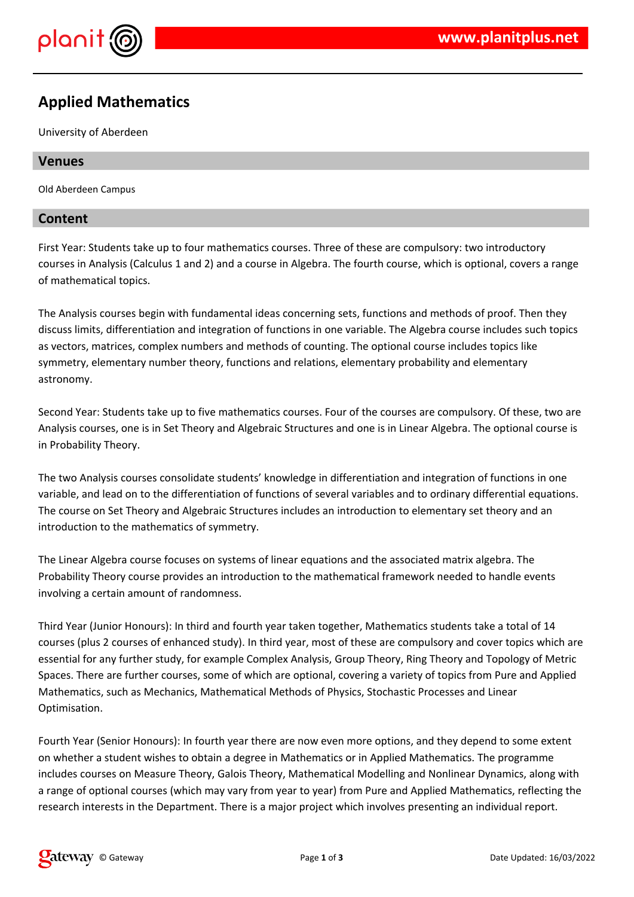# Applied Mathematics

University of Aberdeen

## Venues

Old Aberdeen Campus

## Content

First Year: Students take up to four mathematics courses. Three of these are compulsory: two introductory courses in Analysis (Calculus 1 and 2) and a course in Algebra. The fourth course, which is optional, covers a range of mathematical topics.

The Analysis courses begin with fundamental ideas concerning sets, functions and methods of proof. Then they discuss limits, differentiation and integration of functions in one variable. The Algebra course includes such topics as vectors, matrices, complex numbers and methods of counting. The optional course includes topics like symmetry, elementary number theory, functions and relations, elementary probability and elementary astronomy.

Second Year: Students take up to five mathematics courses. Four of the courses are compulsory. Of these, two are Analysis courses, one is in Set Theory and Algebraic Structures and one is in Linear Algebra. The optional course is in Probability Theory.

The two Analysis courses consolidate students' knowledge in differentiation and integration of functions in one variable, and lead on to the differentiation of functions of several variables and to ordinary differential equations. The course on Set Theory and Algebraic Structures includes an introduction to elementary set theory and an introduction to the mathematics of symmetry.

The Linear Algebra course focuses on systems of linear equations and the associated matrix algebra. The Probability Theory course provides an introduction to the mathematical framework needed to handle events involving a certain amount of randomness.

Third Year (Junior Honours): In third and fourth year taken together, Mathematics students take a total of 14 courses (plus 2 courses of enhanced study). In third year, most of these are compulsory and cover topics which are essential for any further study, for example Complex Analysis, Group Theory, Ring Theory and Topology of Metric Spaces. There are further courses, some of which are optional, covering a variety of topics from Pure and Applied Mathematics, such as Mechanics, Mathematical Methods of Physics, Stochastic Processes and Linear Optimisation.

Fourth Year (Senior Honours): In fourth year there are now even more options, and they depend to some extent on whether a student wishes to obtain a degree in Mathematics or in Applied Mathematics. The programme includes courses on Measure Theory, Galois Theory, Mathematical Modelling and Nonlinear Dynamics, along with a range of optional courses (which may vary from year to year) from Pure and Applied Mathematics, reflecting the research interests in the Department. There is a major project which involves presenting an individual report.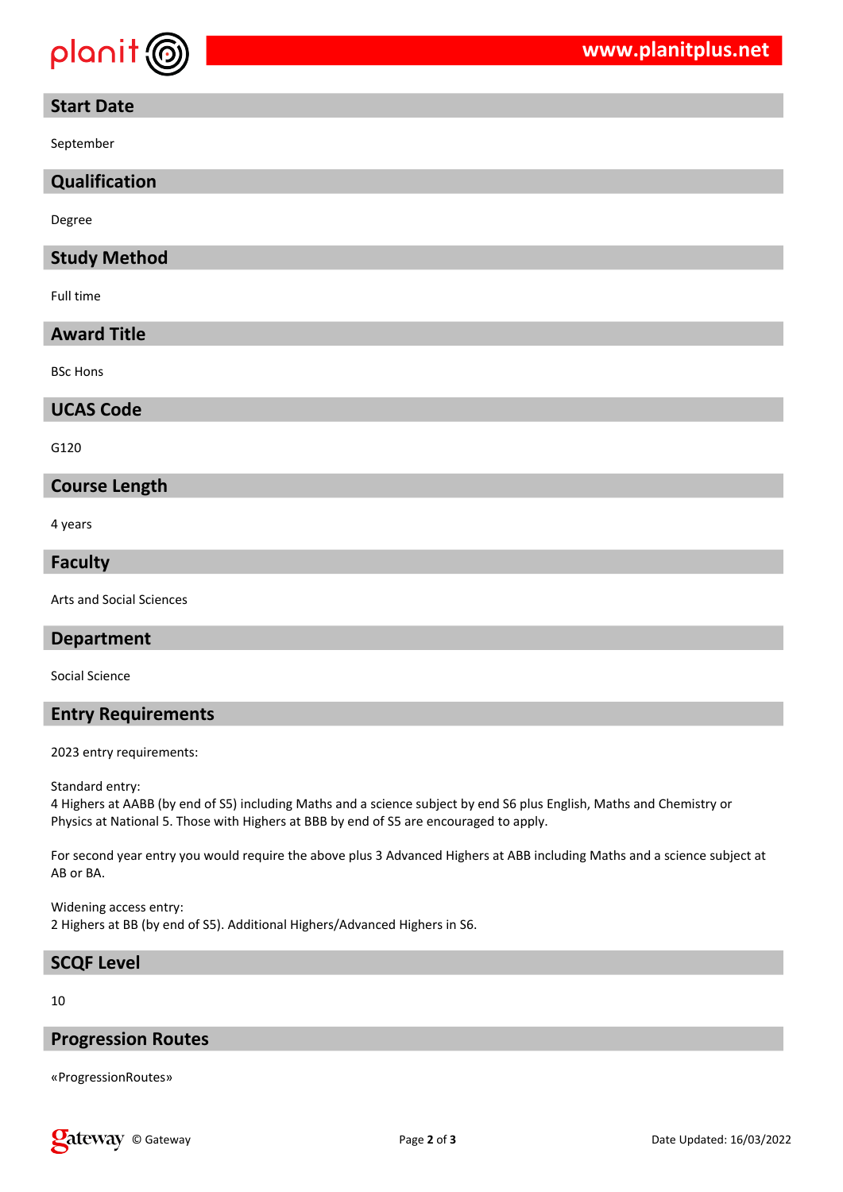## Start Date

September

## Qualification

Degree

## Study Method

Full time

## Award Title

BSc Hons

## UCAS Code

G120

## Course Length

4 years

## Faculty

Arts and Social Sciences

## Department

Social Science

## Entry Requirements

2023 entry requirements:

Standard entry:
4 Highers at AABB (by end of S5) including Maths and a science subject by end S6 plus English, Maths and Chemistry or Physics at National 5. Those with Highers at BBB by end of S5 are encouraged to apply.

For second year entry you would require the above plus 3 Advanced Highers at ABB including Maths and a science subject at AB or BA.

Widening access entry:
2 Highers at BB (by end of S5). Additional Highers/Advanced Highers in S6.

## SCQF Level

10

## Progression Routes

«ProgressionRoutes»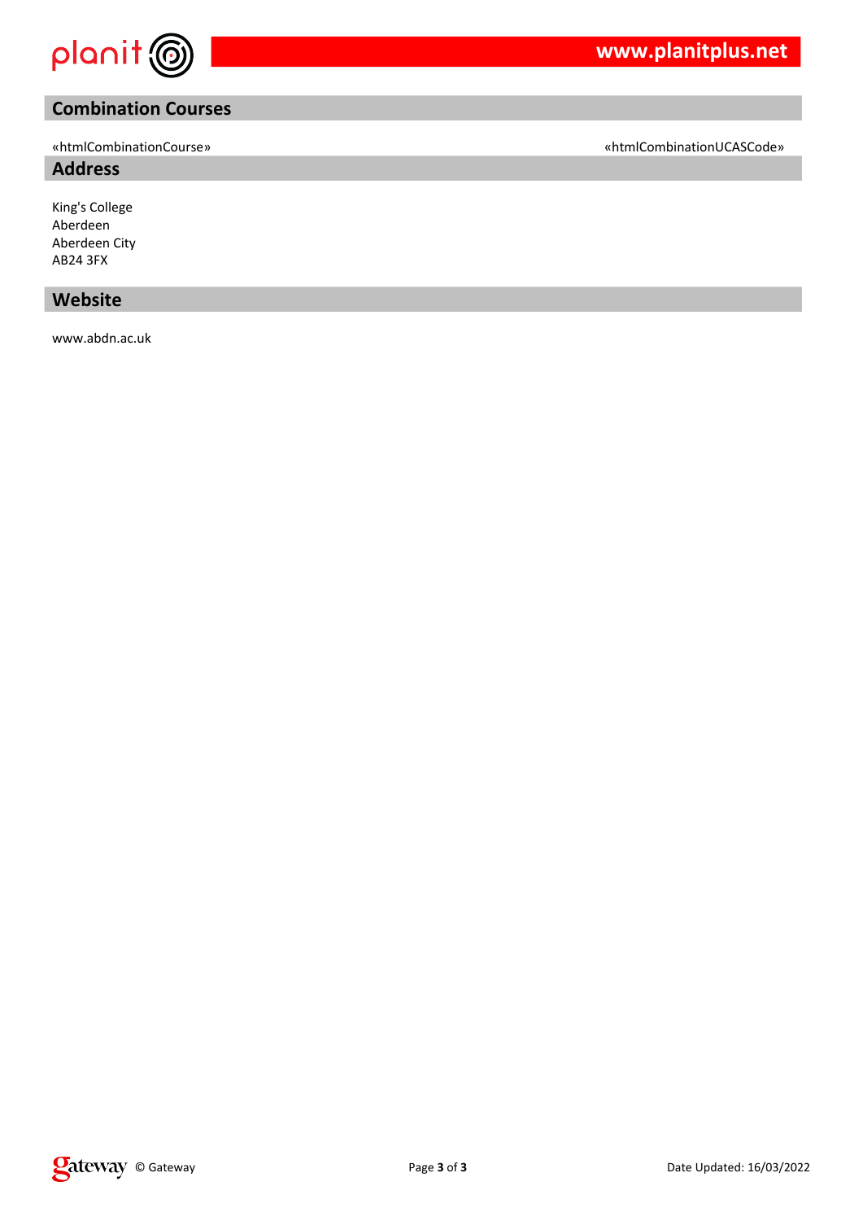## Combination Courses

«htmlCombinationCourse» «htmlCombinationUCASCode»

## Address

King's College
Aberdeen
Aberdeen City
AB24 3FX

## Website

www.abdn.ac.uk